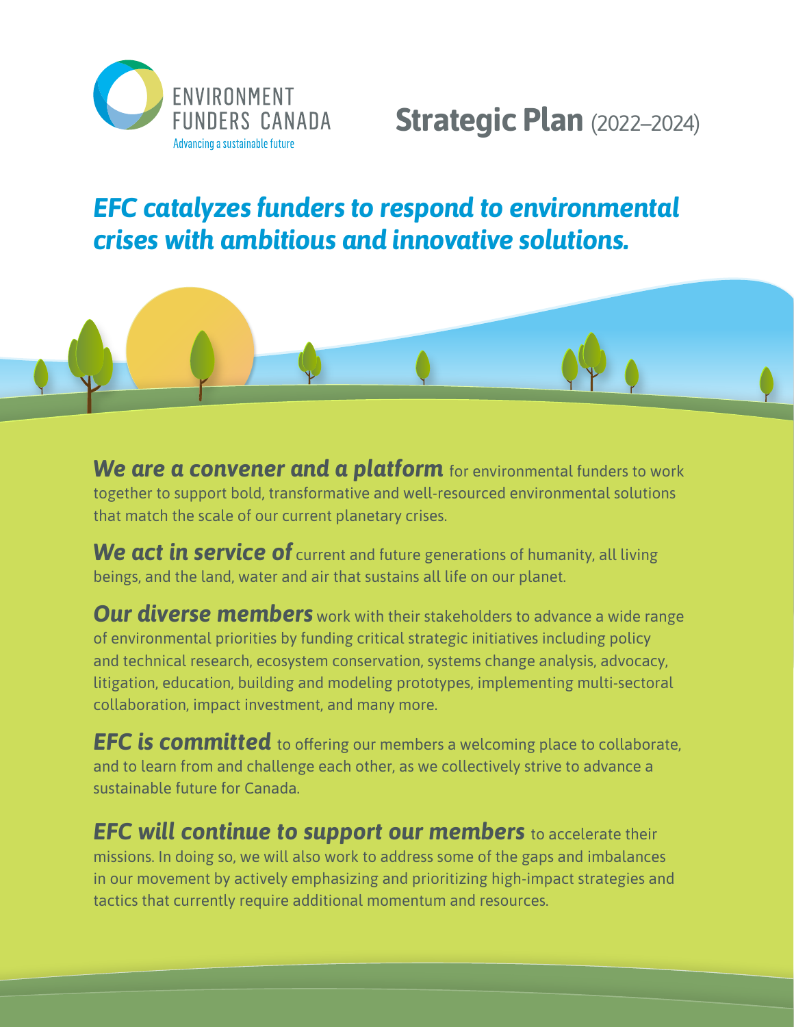ENVIRONMENT FUNDERS CANADA

Advancing a sustainable future

# Strategic Plan (2022–2024)

## *EFC catalyzes funders to respond to environmental crises with ambitious and innovative solutions.*

***We are a convener and a platform*** for environmental funders to work together to support bold, transformative and well-resourced environmental solutions that match the scale of our current planetary crises.

***We act in service of*** current and future generations of humanity, all living beings, and the land, water and air that sustains all life on our planet.

***Our diverse members*** work with their stakeholders to advance a wide range of environmental priorities by funding critical strategic initiatives including policy and technical research, ecosystem conservation, systems change analysis, advocacy, litigation, education, building and modeling prototypes, implementing multi-sectoral collaboration, impact investment, and many more.

***EFC is committed*** to offering our members a welcoming place to collaborate, and to learn from and challenge each other, as we collectively strive to advance a sustainable future for Canada.

***EFC will continue to support our members*** to accelerate their missions. In doing so, we will also work to address some of the gaps and imbalances in our movement by actively emphasizing and prioritizing high-impact strategies and tactics that currently require additional momentum and resources.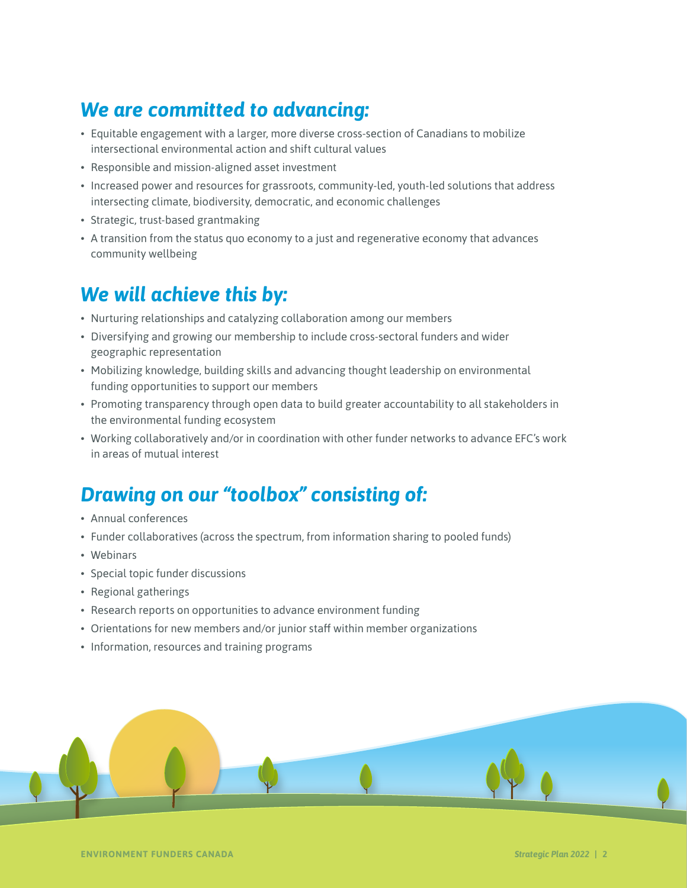## *We are committed to advancing:*

- Equitable engagement with a larger, more diverse cross-section of Canadians to mobilize intersectional environmental action and shift cultural values
- Responsible and mission-aligned asset investment
- Increased power and resources for grassroots, community-led, youth-led solutions that address intersecting climate, biodiversity, democratic, and economic challenges
- Strategic, trust-based grantmaking
- A transition from the status quo economy to a just and regenerative economy that advances community wellbeing

## *We will achieve this by:*

- Nurturing relationships and catalyzing collaboration among our members
- Diversifying and growing our membership to include cross-sectoral funders and wider geographic representation
- Mobilizing knowledge, building skills and advancing thought leadership on environmental funding opportunities to support our members
- Promoting transparency through open data to build greater accountability to all stakeholders in the environmental funding ecosystem
- Working collaboratively and/or in coordination with other funder networks to advance EFC's work in areas of mutual interest

## *Drawing on our "toolbox" consisting of:*

- Annual conferences
- Funder collaboratives (across the spectrum, from information sharing to pooled funds)
- Webinars
- Special topic funder discussions
- Regional gatherings
- Research reports on opportunities to advance environment funding
- Orientations for new members and/or junior staff within member organizations
- Information, resources and training programs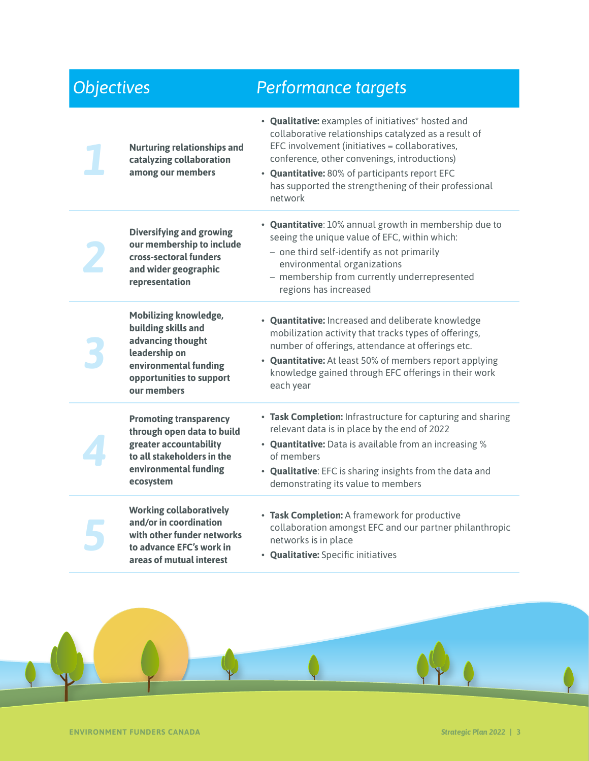| | Objectives | Performance targets |
|---|---|---|
| 1 | **Nurturing relationships and catalyzing collaboration among our members** | • **Qualitative:** examples of initiatives* hosted and collaborative relationships catalyzed as a result of EFC involvement (initiatives = collaboratives, conference, other convenings, introductions)<br>• **Quantitative:** 80% of participants report EFC has supported the strengthening of their professional network |
| 2 | **Diversifying and growing our membership to include cross-sectoral funders and wider geographic representation** | • **Quantitative**: 10% annual growth in membership due to seeing the unique value of EFC, within which:<br>– one third self-identify as not primarily environmental organizations<br>– membership from currently underrepresented regions has increased |
| 3 | **Mobilizing knowledge, building skills and advancing thought leadership on environmental funding opportunities to support our members** | • **Quantitative:** Increased and deliberate knowledge mobilization activity that tracks types of offerings, number of offerings, attendance at offerings etc.<br>• **Quantitative:** At least 50% of members report applying knowledge gained through EFC offerings in their work each year |
| 4 | **Promoting transparency through open data to build greater accountability to all stakeholders in the environmental funding ecosystem** | • **Task Completion:** Infrastructure for capturing and sharing relevant data is in place by the end of 2022<br>• **Quantitative:** Data is available from an increasing % of members<br>• **Qualitative**: EFC is sharing insights from the data and demonstrating its value to members |
| 5 | **Working collaboratively and/or in coordination with other funder networks to advance EFC's work in areas of mutual interest** | • **Task Completion:** A framework for productive collaboration amongst EFC and our partner philanthropic networks is in place<br>• **Qualitative:** Specific initiatives |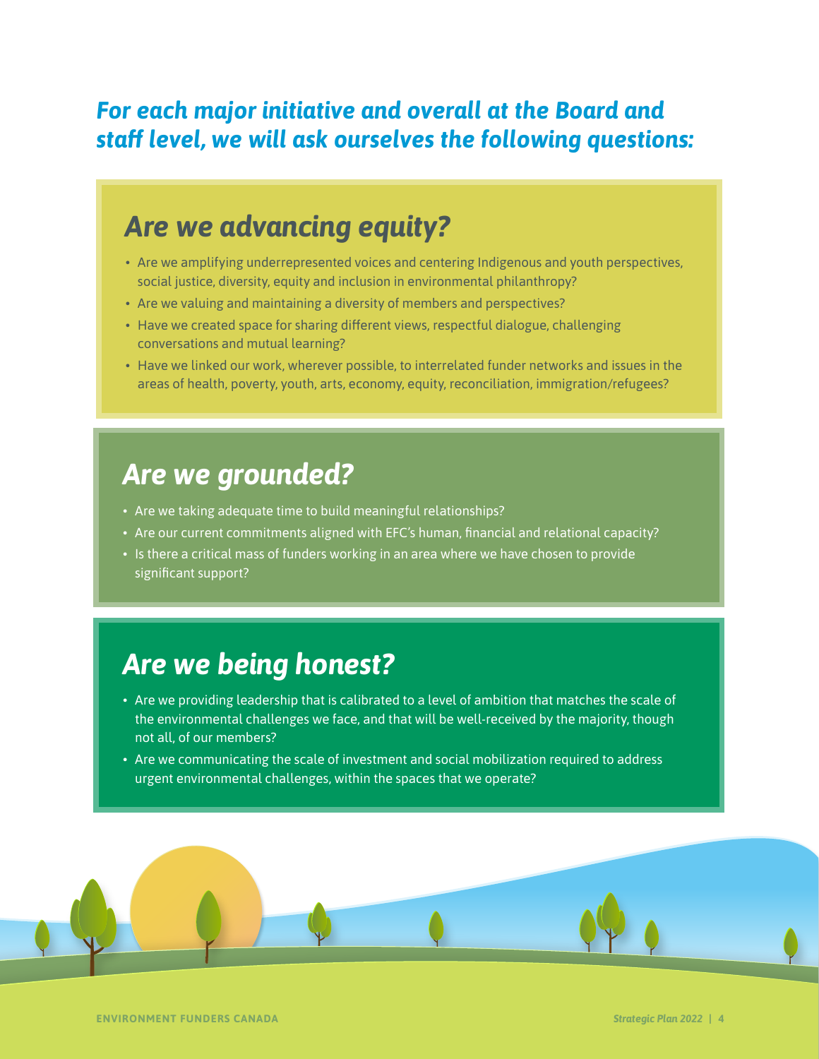***For each major initiative and overall at the Board and staff level, we will ask ourselves the following questions:***

## *Are we advancing equity?*

- Are we amplifying underrepresented voices and centering Indigenous and youth perspectives, social justice, diversity, equity and inclusion in environmental philanthropy?
- Are we valuing and maintaining a diversity of members and perspectives?
- Have we created space for sharing different views, respectful dialogue, challenging conversations and mutual learning?
- Have we linked our work, wherever possible, to interrelated funder networks and issues in the areas of health, poverty, youth, arts, economy, equity, reconciliation, immigration/refugees?

## *Are we grounded?*

- Are we taking adequate time to build meaningful relationships?
- Are our current commitments aligned with EFC's human, financial and relational capacity?
- Is there a critical mass of funders working in an area where we have chosen to provide significant support?

## *Are we being honest?*

- Are we providing leadership that is calibrated to a level of ambition that matches the scale of the environmental challenges we face, and that will be well-received by the majority, though not all, of our members?
- Are we communicating the scale of investment and social mobilization required to address urgent environmental challenges, within the spaces that we operate?